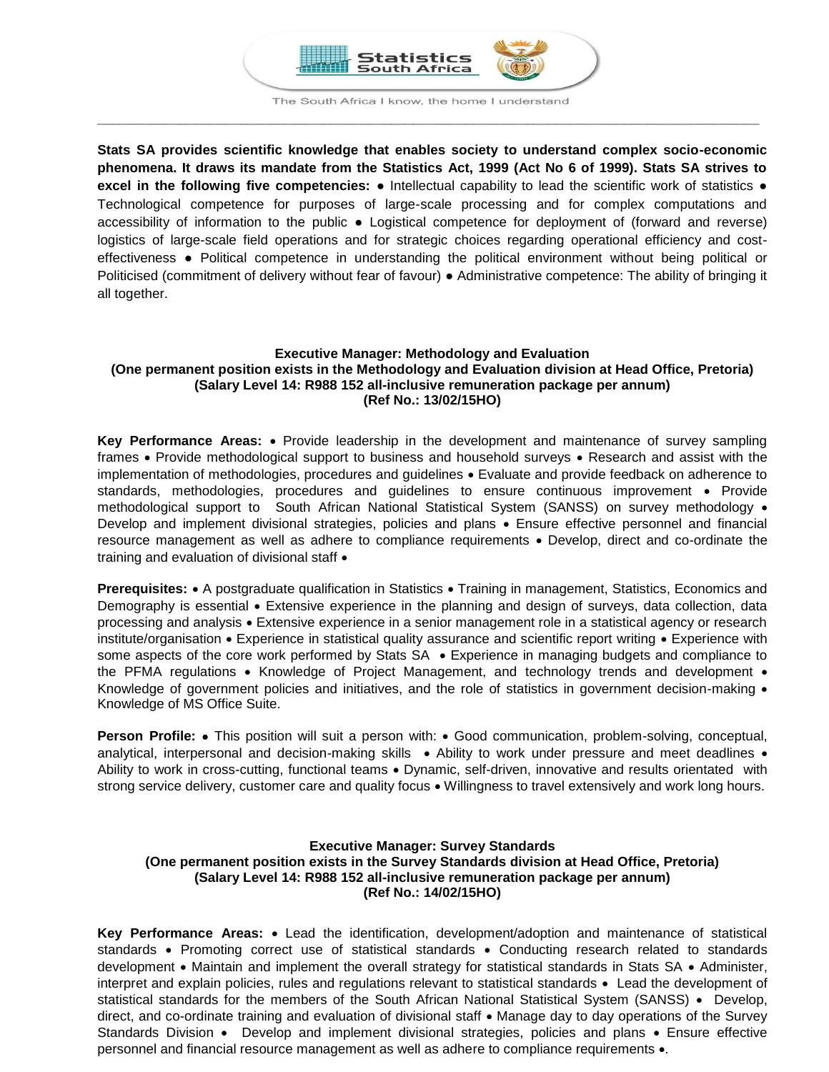Statistics South Africa

The South Africa I know, the home I understand

**Stats SA provides scientific knowledge that enables society to understand complex socio-economic phenomena. It draws its mandate from the Statistics Act, 1999 (Act No 6 of 1999). Stats SA strives to excel in the following five competencies:** ● Intellectual capability to lead the scientific work of statistics ● Technological competence for purposes of large-scale processing and for complex computations and accessibility of information to the public ● Logistical competence for deployment of (forward and reverse) logistics of large-scale field operations and for strategic choices regarding operational efficiency and cost-effectiveness ● Political competence in understanding the political environment without being political or Politicised (commitment of delivery without fear of favour) ● Administrative competence: The ability of bringing it all together.

**Executive Manager: Methodology and Evaluation**
**(One permanent position exists in the Methodology and Evaluation division at Head Office, Pretoria)**
**(Salary Level 14: R988 152 all-inclusive remuneration package per annum)**
**(Ref No.: 13/02/15HO)**

**Key Performance Areas:** • Provide leadership in the development and maintenance of survey sampling frames • Provide methodological support to business and household surveys • Research and assist with the implementation of methodologies, procedures and guidelines • Evaluate and provide feedback on adherence to standards, methodologies, procedures and guidelines to ensure continuous improvement • Provide methodological support to South African National Statistical System (SANSS) on survey methodology • Develop and implement divisional strategies, policies and plans • Ensure effective personnel and financial resource management as well as adhere to compliance requirements • Develop, direct and co-ordinate the training and evaluation of divisional staff •

**Prerequisites:** • A postgraduate qualification in Statistics • Training in management, Statistics, Economics and Demography is essential • Extensive experience in the planning and design of surveys, data collection, data processing and analysis • Extensive experience in a senior management role in a statistical agency or research institute/organisation • Experience in statistical quality assurance and scientific report writing • Experience with some aspects of the core work performed by Stats SA • Experience in managing budgets and compliance to the PFMA regulations • Knowledge of Project Management, and technology trends and development • Knowledge of government policies and initiatives, and the role of statistics in government decision-making • Knowledge of MS Office Suite.

**Person Profile:** ● This position will suit a person with: • Good communication, problem-solving, conceptual, analytical, interpersonal and decision-making skills • Ability to work under pressure and meet deadlines • Ability to work in cross-cutting, functional teams • Dynamic, self-driven, innovative and results orientated with strong service delivery, customer care and quality focus • Willingness to travel extensively and work long hours.

**Executive Manager: Survey Standards**
**(One permanent position exists in the Survey Standards division at Head Office, Pretoria)**
**(Salary Level 14: R988 152 all-inclusive remuneration package per annum)**
**(Ref No.: 14/02/15HO)**

**Key Performance Areas:** • Lead the identification, development/adoption and maintenance of statistical standards • Promoting correct use of statistical standards • Conducting research related to standards development • Maintain and implement the overall strategy for statistical standards in Stats SA • Administer, interpret and explain policies, rules and regulations relevant to statistical standards • Lead the development of statistical standards for the members of the South African National Statistical System (SANSS) • Develop, direct, and co-ordinate training and evaluation of divisional staff • Manage day to day operations of the Survey Standards Division • Develop and implement divisional strategies, policies and plans • Ensure effective personnel and financial resource management as well as adhere to compliance requirements •.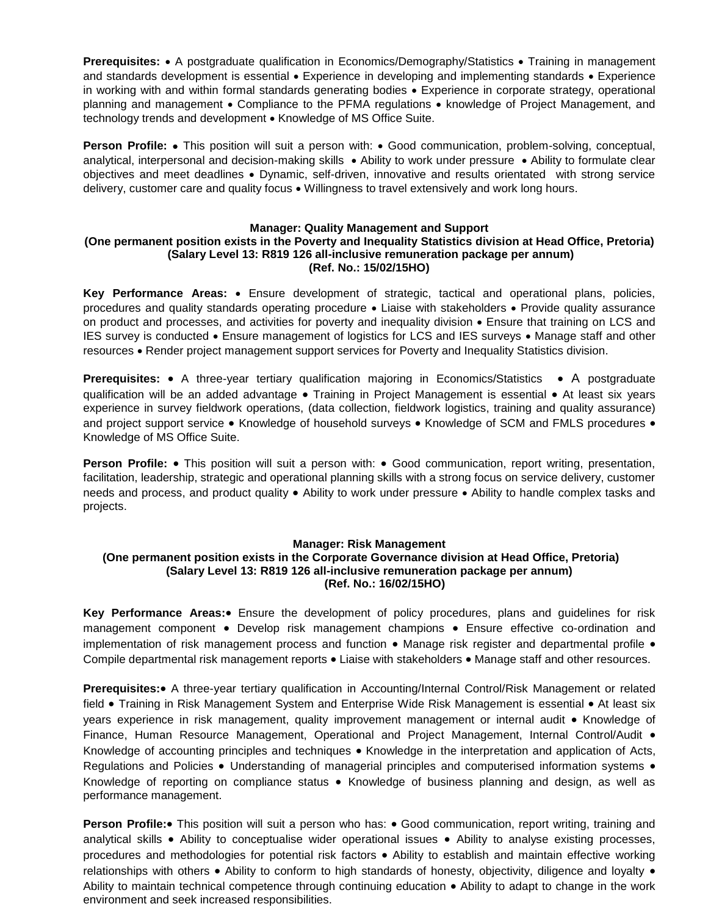**Prerequisites:** • A postgraduate qualification in Economics/Demography/Statistics • Training in management and standards development is essential • Experience in developing and implementing standards • Experience in working with and within formal standards generating bodies • Experience in corporate strategy, operational planning and management • Compliance to the PFMA regulations • knowledge of Project Management, and technology trends and development • Knowledge of MS Office Suite.

**Person Profile:** • This position will suit a person with: • Good communication, problem-solving, conceptual, analytical, interpersonal and decision-making skills • Ability to work under pressure • Ability to formulate clear objectives and meet deadlines • Dynamic, self-driven, innovative and results orientated with strong service delivery, customer care and quality focus • Willingness to travel extensively and work long hours.

**Manager: Quality Management and Support**
**(One permanent position exists in the Poverty and Inequality Statistics division at Head Office, Pretoria)**
**(Salary Level 13: R819 126 all-inclusive remuneration package per annum)**
**(Ref. No.: 15/02/15HO)**

**Key Performance Areas:** • Ensure development of strategic, tactical and operational plans, policies, procedures and quality standards operating procedure • Liaise with stakeholders • Provide quality assurance on product and processes, and activities for poverty and inequality division • Ensure that training on LCS and IES survey is conducted • Ensure management of logistics for LCS and IES surveys • Manage staff and other resources • Render project management support services for Poverty and Inequality Statistics division.

**Prerequisites:** • A three-year tertiary qualification majoring in Economics/Statistics • A postgraduate qualification will be an added advantage • Training in Project Management is essential • At least six years experience in survey fieldwork operations, (data collection, fieldwork logistics, training and quality assurance) and project support service • Knowledge of household surveys • Knowledge of SCM and FMLS procedures • Knowledge of MS Office Suite.

**Person Profile:** • This position will suit a person with: • Good communication, report writing, presentation, facilitation, leadership, strategic and operational planning skills with a strong focus on service delivery, customer needs and process, and product quality • Ability to work under pressure • Ability to handle complex tasks and projects.

**Manager: Risk Management**
**(One permanent position exists in the Corporate Governance division at Head Office, Pretoria)**
**(Salary Level 13: R819 126 all-inclusive remuneration package per annum)**
**(Ref. No.: 16/02/15HO)**

**Key Performance Areas:**• Ensure the development of policy procedures, plans and guidelines for risk management component • Develop risk management champions • Ensure effective co-ordination and implementation of risk management process and function • Manage risk register and departmental profile • Compile departmental risk management reports • Liaise with stakeholders • Manage staff and other resources.

**Prerequisites:**• A three-year tertiary qualification in Accounting/Internal Control/Risk Management or related field • Training in Risk Management System and Enterprise Wide Risk Management is essential • At least six years experience in risk management, quality improvement management or internal audit • Knowledge of Finance, Human Resource Management, Operational and Project Management, Internal Control/Audit • Knowledge of accounting principles and techniques • Knowledge in the interpretation and application of Acts, Regulations and Policies • Understanding of managerial principles and computerised information systems • Knowledge of reporting on compliance status • Knowledge of business planning and design, as well as performance management.

**Person Profile:**• This position will suit a person who has: • Good communication, report writing, training and analytical skills • Ability to conceptualise wider operational issues • Ability to analyse existing processes, procedures and methodologies for potential risk factors • Ability to establish and maintain effective working relationships with others • Ability to conform to high standards of honesty, objectivity, diligence and loyalty • Ability to maintain technical competence through continuing education • Ability to adapt to change in the work environment and seek increased responsibilities.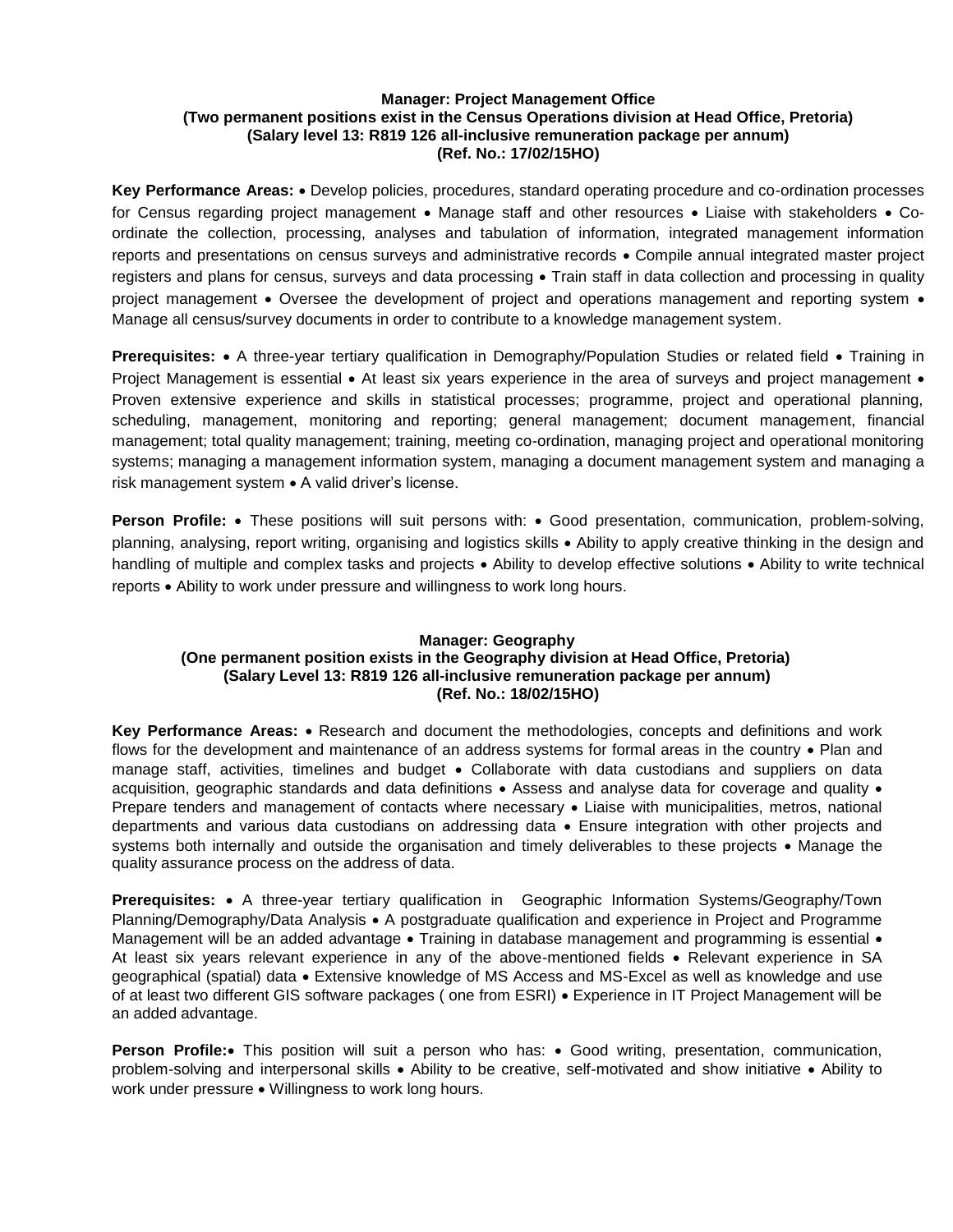**Manager: Project Management Office**
**(Two permanent positions exist in the Census Operations division at Head Office, Pretoria)**
**(Salary level 13: R819 126 all-inclusive remuneration package per annum)**
**(Ref. No.: 17/02/15HO)**

**Key Performance Areas:** • Develop policies, procedures, standard operating procedure and co-ordination processes for Census regarding project management • Manage staff and other resources • Liaise with stakeholders • Co-ordinate the collection, processing, analyses and tabulation of information, integrated management information reports and presentations on census surveys and administrative records • Compile annual integrated master project registers and plans for census, surveys and data processing • Train staff in data collection and processing in quality project management • Oversee the development of project and operations management and reporting system • Manage all census/survey documents in order to contribute to a knowledge management system.

**Prerequisites:** • A three-year tertiary qualification in Demography/Population Studies or related field • Training in Project Management is essential • At least six years experience in the area of surveys and project management • Proven extensive experience and skills in statistical processes; programme, project and operational planning, scheduling, management, monitoring and reporting; general management; document management, financial management; total quality management; training, meeting co-ordination, managing project and operational monitoring systems; managing a management information system, managing a document management system and managing a risk management system • A valid driver's license.

**Person Profile:** • These positions will suit persons with: • Good presentation, communication, problem-solving, planning, analysing, report writing, organising and logistics skills • Ability to apply creative thinking in the design and handling of multiple and complex tasks and projects • Ability to develop effective solutions • Ability to write technical reports • Ability to work under pressure and willingness to work long hours.

**Manager: Geography**
**(One permanent position exists in the Geography division at Head Office, Pretoria)**
**(Salary Level 13: R819 126 all-inclusive remuneration package per annum)**
**(Ref. No.: 18/02/15HO)**

**Key Performance Areas:** • Research and document the methodologies, concepts and definitions and work flows for the development and maintenance of an address systems for formal areas in the country • Plan and manage staff, activities, timelines and budget • Collaborate with data custodians and suppliers on data acquisition, geographic standards and data definitions • Assess and analyse data for coverage and quality • Prepare tenders and management of contacts where necessary • Liaise with municipalities, metros, national departments and various data custodians on addressing data • Ensure integration with other projects and systems both internally and outside the organisation and timely deliverables to these projects • Manage the quality assurance process on the address of data.

**Prerequisites:** • A three-year tertiary qualification in Geographic Information Systems/Geography/Town Planning/Demography/Data Analysis • A postgraduate qualification and experience in Project and Programme Management will be an added advantage • Training in database management and programming is essential • At least six years relevant experience in any of the above-mentioned fields • Relevant experience in SA geographical (spatial) data • Extensive knowledge of MS Access and MS-Excel as well as knowledge and use of at least two different GIS software packages ( one from ESRI) • Experience in IT Project Management will be an added advantage.

**Person Profile:**• This position will suit a person who has: • Good writing, presentation, communication, problem-solving and interpersonal skills • Ability to be creative, self-motivated and show initiative • Ability to work under pressure • Willingness to work long hours.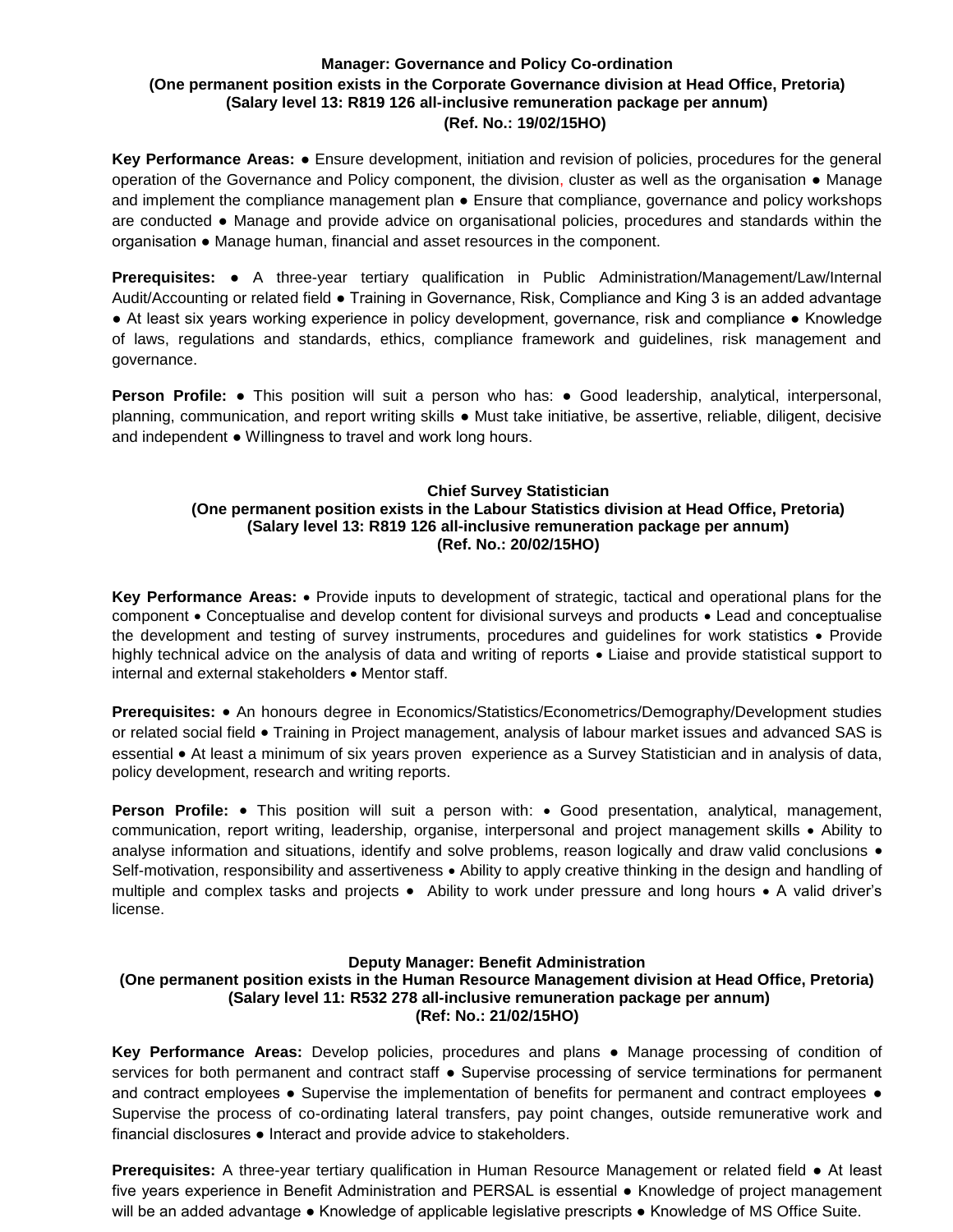### Manager: Governance and Policy Co-ordination

**(One permanent position exists in the Corporate Governance division at Head Office, Pretoria)**
**(Salary level 13: R819 126 all-inclusive remuneration package per annum)**
**(Ref. No.: 19/02/15HO)**

**Key Performance Areas:** ● Ensure development, initiation and revision of policies, procedures for the general operation of the Governance and Policy component, the division, cluster as well as the organisation ● Manage and implement the compliance management plan ● Ensure that compliance, governance and policy workshops are conducted ● Manage and provide advice on organisational policies, procedures and standards within the organisation ● Manage human, financial and asset resources in the component.

**Prerequisites:** ● A three-year tertiary qualification in Public Administration/Management/Law/Internal Audit/Accounting or related field ● Training in Governance, Risk, Compliance and King 3 is an added advantage ● At least six years working experience in policy development, governance, risk and compliance ● Knowledge of laws, regulations and standards, ethics, compliance framework and guidelines, risk management and governance.

**Person Profile:** ● This position will suit a person who has: ● Good leadership, analytical, interpersonal, planning, communication, and report writing skills ● Must take initiative, be assertive, reliable, diligent, decisive and independent ● Willingness to travel and work long hours.

### Chief Survey Statistician

**(One permanent position exists in the Labour Statistics division at Head Office, Pretoria)**
**(Salary level 13: R819 126 all-inclusive remuneration package per annum)**
**(Ref. No.: 20/02/15HO)**

**Key Performance Areas:** • Provide inputs to development of strategic, tactical and operational plans for the component • Conceptualise and develop content for divisional surveys and products • Lead and conceptualise the development and testing of survey instruments, procedures and guidelines for work statistics • Provide highly technical advice on the analysis of data and writing of reports • Liaise and provide statistical support to internal and external stakeholders • Mentor staff.

**Prerequisites:** • An honours degree in Economics/Statistics/Econometrics/Demography/Development studies or related social field • Training in Project management, analysis of labour market issues and advanced SAS is essential • At least a minimum of six years proven experience as a Survey Statistician and in analysis of data, policy development, research and writing reports.

**Person Profile:** • This position will suit a person with: • Good presentation, analytical, management, communication, report writing, leadership, organise, interpersonal and project management skills • Ability to analyse information and situations, identify and solve problems, reason logically and draw valid conclusions • Self-motivation, responsibility and assertiveness • Ability to apply creative thinking in the design and handling of multiple and complex tasks and projects • Ability to work under pressure and long hours • A valid driver's license.

### Deputy Manager: Benefit Administration

**(One permanent position exists in the Human Resource Management division at Head Office, Pretoria)**
**(Salary level 11: R532 278 all-inclusive remuneration package per annum)**
**(Ref: No.: 21/02/15HO)**

**Key Performance Areas:** Develop policies, procedures and plans ● Manage processing of condition of services for both permanent and contract staff ● Supervise processing of service terminations for permanent and contract employees ● Supervise the implementation of benefits for permanent and contract employees ● Supervise the process of co-ordinating lateral transfers, pay point changes, outside remunerative work and financial disclosures ● Interact and provide advice to stakeholders.

**Prerequisites:** A three-year tertiary qualification in Human Resource Management or related field ● At least five years experience in Benefit Administration and PERSAL is essential ● Knowledge of project management will be an added advantage ● Knowledge of applicable legislative prescripts ● Knowledge of MS Office Suite.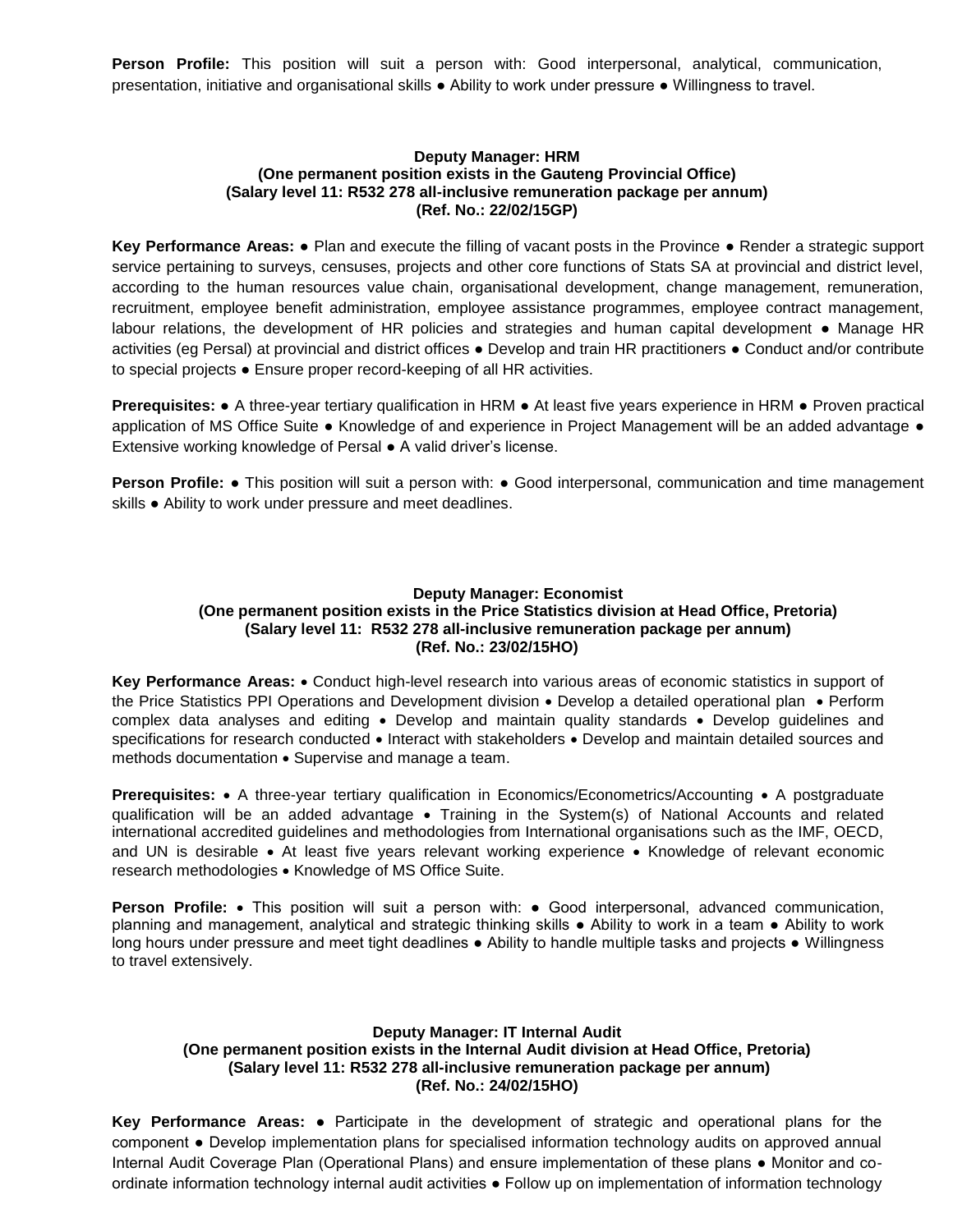**Person Profile:** This position will suit a person with: Good interpersonal, analytical, communication, presentation, initiative and organisational skills ● Ability to work under pressure ● Willingness to travel.

**Deputy Manager: HRM**
**(One permanent position exists in the Gauteng Provincial Office)**
**(Salary level 11: R532 278 all-inclusive remuneration package per annum)**
**(Ref. No.: 22/02/15GP)**

**Key Performance Areas:** ● Plan and execute the filling of vacant posts in the Province ● Render a strategic support service pertaining to surveys, censuses, projects and other core functions of Stats SA at provincial and district level, according to the human resources value chain, organisational development, change management, remuneration, recruitment, employee benefit administration, employee assistance programmes, employee contract management, labour relations, the development of HR policies and strategies and human capital development ● Manage HR activities (eg Persal) at provincial and district offices ● Develop and train HR practitioners ● Conduct and/or contribute to special projects ● Ensure proper record-keeping of all HR activities.

**Prerequisites:** ● A three-year tertiary qualification in HRM ● At least five years experience in HRM ● Proven practical application of MS Office Suite ● Knowledge of and experience in Project Management will be an added advantage ● Extensive working knowledge of Persal ● A valid driver's license.

**Person Profile:** ● This position will suit a person with: ● Good interpersonal, communication and time management skills ● Ability to work under pressure and meet deadlines.

**Deputy Manager: Economist**
**(One permanent position exists in the Price Statistics division at Head Office, Pretoria)**
**(Salary level 11: R532 278 all-inclusive remuneration package per annum)**
**(Ref. No.: 23/02/15HO)**

**Key Performance Areas:** • Conduct high-level research into various areas of economic statistics in support of the Price Statistics PPI Operations and Development division • Develop a detailed operational plan • Perform complex data analyses and editing • Develop and maintain quality standards • Develop guidelines and specifications for research conducted • Interact with stakeholders • Develop and maintain detailed sources and methods documentation • Supervise and manage a team.

**Prerequisites:** • A three-year tertiary qualification in Economics/Econometrics/Accounting • A postgraduate qualification will be an added advantage • Training in the System(s) of National Accounts and related international accredited guidelines and methodologies from International organisations such as the IMF, OECD, and UN is desirable • At least five years relevant working experience • Knowledge of relevant economic research methodologies • Knowledge of MS Office Suite.

**Person Profile:** • This position will suit a person with: ● Good interpersonal, advanced communication, planning and management, analytical and strategic thinking skills ● Ability to work in a team ● Ability to work long hours under pressure and meet tight deadlines ● Ability to handle multiple tasks and projects ● Willingness to travel extensively.

**Deputy Manager: IT Internal Audit**
**(One permanent position exists in the Internal Audit division at Head Office, Pretoria)**
**(Salary level 11: R532 278 all-inclusive remuneration package per annum)**
**(Ref. No.: 24/02/15HO)**

**Key Performance Areas:** ● Participate in the development of strategic and operational plans for the component ● Develop implementation plans for specialised information technology audits on approved annual Internal Audit Coverage Plan (Operational Plans) and ensure implementation of these plans ● Monitor and co-ordinate information technology internal audit activities ● Follow up on implementation of information technology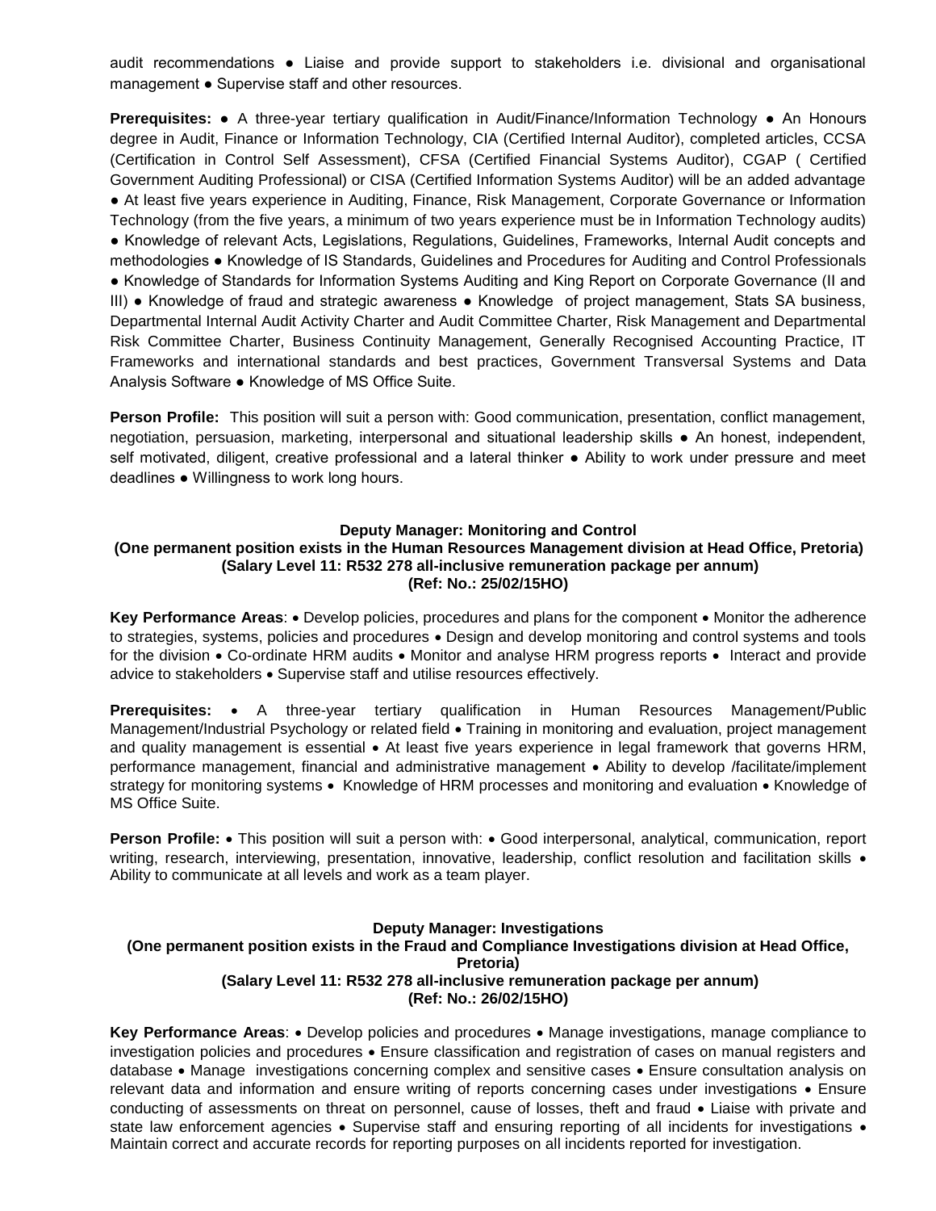audit recommendations ● Liaise and provide support to stakeholders i.e. divisional and organisational management ● Supervise staff and other resources.

**Prerequisites:** ● A three-year tertiary qualification in Audit/Finance/Information Technology ● An Honours degree in Audit, Finance or Information Technology, CIA (Certified Internal Auditor), completed articles, CCSA (Certification in Control Self Assessment), CFSA (Certified Financial Systems Auditor), CGAP ( Certified Government Auditing Professional) or CISA (Certified Information Systems Auditor) will be an added advantage ● At least five years experience in Auditing, Finance, Risk Management, Corporate Governance or Information Technology (from the five years, a minimum of two years experience must be in Information Technology audits) ● Knowledge of relevant Acts, Legislations, Regulations, Guidelines, Frameworks, Internal Audit concepts and methodologies ● Knowledge of IS Standards, Guidelines and Procedures for Auditing and Control Professionals ● Knowledge of Standards for Information Systems Auditing and King Report on Corporate Governance (II and III) ● Knowledge of fraud and strategic awareness ● Knowledge of project management, Stats SA business, Departmental Internal Audit Activity Charter and Audit Committee Charter, Risk Management and Departmental Risk Committee Charter, Business Continuity Management, Generally Recognised Accounting Practice, IT Frameworks and international standards and best practices, Government Transversal Systems and Data Analysis Software ● Knowledge of MS Office Suite.

**Person Profile:** This position will suit a person with: Good communication, presentation, conflict management, negotiation, persuasion, marketing, interpersonal and situational leadership skills ● An honest, independent, self motivated, diligent, creative professional and a lateral thinker ● Ability to work under pressure and meet deadlines ● Willingness to work long hours.

**Deputy Manager: Monitoring and Control**
**(One permanent position exists in the Human Resources Management division at Head Office, Pretoria)**
**(Salary Level 11: R532 278 all-inclusive remuneration package per annum)**
**(Ref: No.: 25/02/15HO)**

**Key Performance Areas**: • Develop policies, procedures and plans for the component • Monitor the adherence to strategies, systems, policies and procedures • Design and develop monitoring and control systems and tools for the division • Co-ordinate HRM audits • Monitor and analyse HRM progress reports • Interact and provide advice to stakeholders • Supervise staff and utilise resources effectively.

**Prerequisites:** • A three-year tertiary qualification in Human Resources Management/Public Management/Industrial Psychology or related field • Training in monitoring and evaluation, project management and quality management is essential • At least five years experience in legal framework that governs HRM, performance management, financial and administrative management • Ability to develop /facilitate/implement strategy for monitoring systems • Knowledge of HRM processes and monitoring and evaluation • Knowledge of MS Office Suite.

**Person Profile:** • This position will suit a person with: • Good interpersonal, analytical, communication, report writing, research, interviewing, presentation, innovative, leadership, conflict resolution and facilitation skills • Ability to communicate at all levels and work as a team player.

**Deputy Manager: Investigations**
**(One permanent position exists in the Fraud and Compliance Investigations division at Head Office, Pretoria)**
**(Salary Level 11: R532 278 all-inclusive remuneration package per annum)**
**(Ref: No.: 26/02/15HO)**

**Key Performance Areas**: • Develop policies and procedures • Manage investigations, manage compliance to investigation policies and procedures • Ensure classification and registration of cases on manual registers and database • Manage investigations concerning complex and sensitive cases • Ensure consultation analysis on relevant data and information and ensure writing of reports concerning cases under investigations • Ensure conducting of assessments on threat on personnel, cause of losses, theft and fraud • Liaise with private and state law enforcement agencies • Supervise staff and ensuring reporting of all incidents for investigations • Maintain correct and accurate records for reporting purposes on all incidents reported for investigation.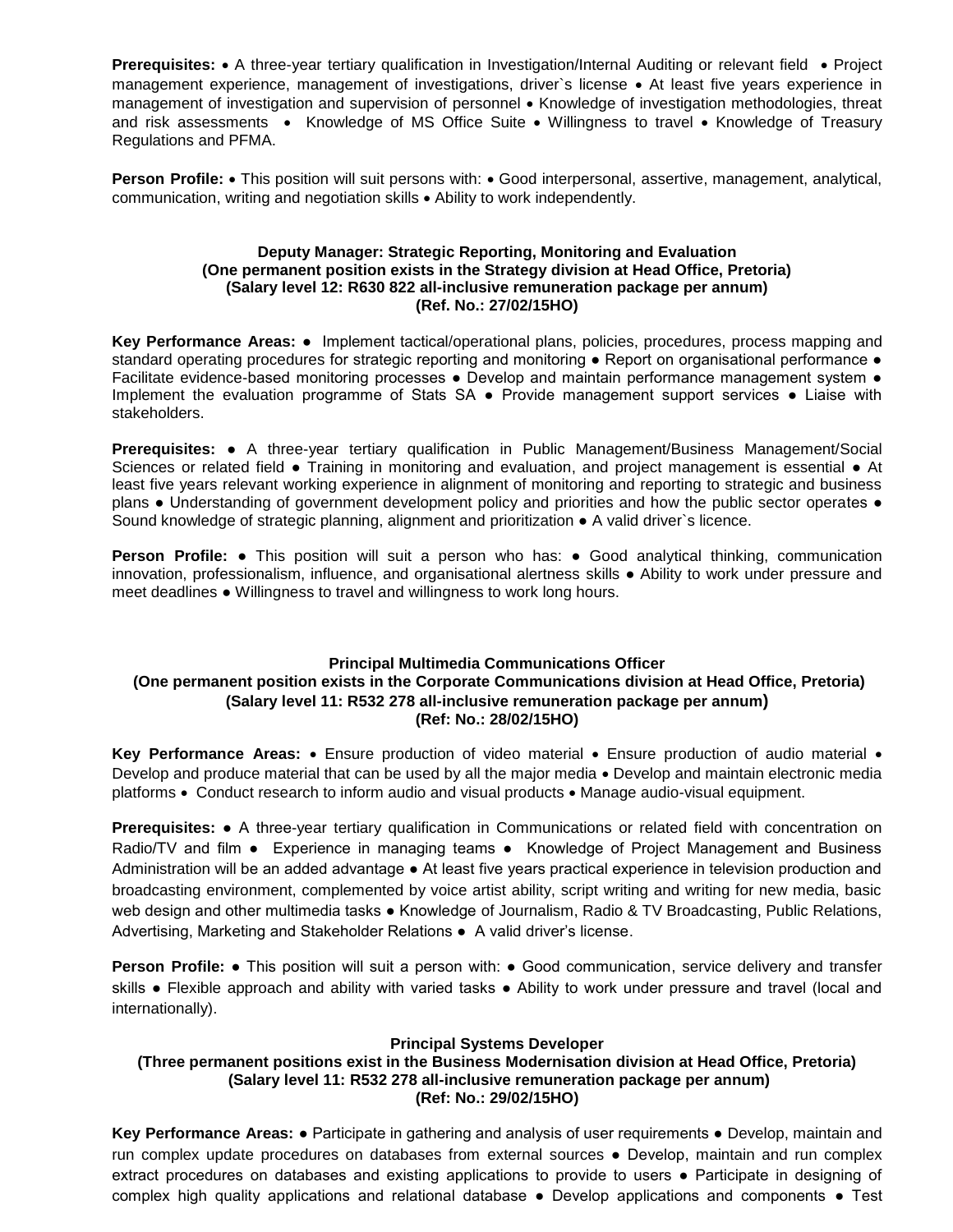**Prerequisites:** • A three-year tertiary qualification in Investigation/Internal Auditing or relevant field • Project management experience, management of investigations, driver`s license • At least five years experience in management of investigation and supervision of personnel • Knowledge of investigation methodologies, threat and risk assessments • Knowledge of MS Office Suite • Willingness to travel • Knowledge of Treasury Regulations and PFMA.

**Person Profile:** • This position will suit persons with: • Good interpersonal, assertive, management, analytical, communication, writing and negotiation skills • Ability to work independently.

**Deputy Manager: Strategic Reporting, Monitoring and Evaluation**
**(One permanent position exists in the Strategy division at Head Office, Pretoria)**
**(Salary level 12: R630 822 all-inclusive remuneration package per annum)**
**(Ref. No.: 27/02/15HO)**

**Key Performance Areas:** ● Implement tactical/operational plans, policies, procedures, process mapping and standard operating procedures for strategic reporting and monitoring ● Report on organisational performance ● Facilitate evidence-based monitoring processes ● Develop and maintain performance management system ● Implement the evaluation programme of Stats SA ● Provide management support services ● Liaise with stakeholders.

**Prerequisites:** ● A three-year tertiary qualification in Public Management/Business Management/Social Sciences or related field ● Training in monitoring and evaluation, and project management is essential ● At least five years relevant working experience in alignment of monitoring and reporting to strategic and business plans ● Understanding of government development policy and priorities and how the public sector operates ● Sound knowledge of strategic planning, alignment and prioritization ● A valid driver`s licence.

**Person Profile:** ● This position will suit a person who has: ● Good analytical thinking, communication innovation, professionalism, influence, and organisational alertness skills ● Ability to work under pressure and meet deadlines ● Willingness to travel and willingness to work long hours.

**Principal Multimedia Communications Officer**
**(One permanent position exists in the Corporate Communications division at Head Office, Pretoria)**
**(Salary level 11: R532 278 all-inclusive remuneration package per annum)**
**(Ref: No.: 28/02/15HO)**

**Key Performance Areas:** • Ensure production of video material • Ensure production of audio material • Develop and produce material that can be used by all the major media • Develop and maintain electronic media platforms • Conduct research to inform audio and visual products • Manage audio-visual equipment.

**Prerequisites:** ● A three-year tertiary qualification in Communications or related field with concentration on Radio/TV and film ● Experience in managing teams ● Knowledge of Project Management and Business Administration will be an added advantage ● At least five years practical experience in television production and broadcasting environment, complemented by voice artist ability, script writing and writing for new media, basic web design and other multimedia tasks ● Knowledge of Journalism, Radio & TV Broadcasting, Public Relations, Advertising, Marketing and Stakeholder Relations ● A valid driver's license.

**Person Profile:** ● This position will suit a person with: ● Good communication, service delivery and transfer skills ● Flexible approach and ability with varied tasks ● Ability to work under pressure and travel (local and internationally).

**Principal Systems Developer**
**(Three permanent positions exist in the Business Modernisation division at Head Office, Pretoria)**
**(Salary level 11: R532 278 all-inclusive remuneration package per annum)**
**(Ref: No.: 29/02/15HO)**

**Key Performance Areas:** ● Participate in gathering and analysis of user requirements ● Develop, maintain and run complex update procedures on databases from external sources ● Develop, maintain and run complex extract procedures on databases and existing applications to provide to users ● Participate in designing of complex high quality applications and relational database ● Develop applications and components ● Test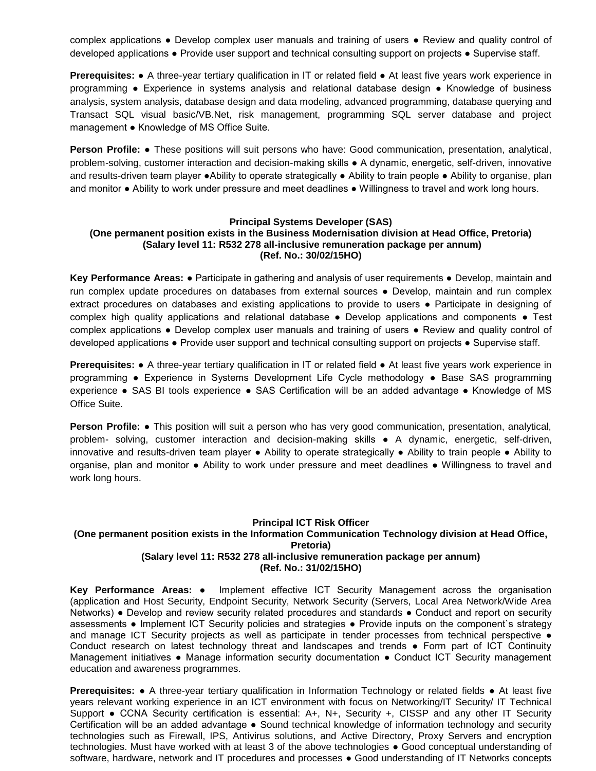complex applications ● Develop complex user manuals and training of users ● Review and quality control of developed applications ● Provide user support and technical consulting support on projects ● Supervise staff.

**Prerequisites:** ● A three-year tertiary qualification in IT or related field ● At least five years work experience in programming ● Experience in systems analysis and relational database design ● Knowledge of business analysis, system analysis, database design and data modeling, advanced programming, database querying and Transact SQL visual basic/VB.Net, risk management, programming SQL server database and project management ● Knowledge of MS Office Suite.

**Person Profile:** ● These positions will suit persons who have: Good communication, presentation, analytical, problem-solving, customer interaction and decision-making skills ● A dynamic, energetic, self-driven, innovative and results-driven team player ●Ability to operate strategically ● Ability to train people ● Ability to organise, plan and monitor ● Ability to work under pressure and meet deadlines ● Willingness to travel and work long hours.

**Principal Systems Developer (SAS)**
**(One permanent position exists in the Business Modernisation division at Head Office, Pretoria)**
**(Salary level 11: R532 278 all-inclusive remuneration package per annum)**
**(Ref. No.: 30/02/15HO)**

**Key Performance Areas:** ● Participate in gathering and analysis of user requirements ● Develop, maintain and run complex update procedures on databases from external sources ● Develop, maintain and run complex extract procedures on databases and existing applications to provide to users ● Participate in designing of complex high quality applications and relational database ● Develop applications and components ● Test complex applications ● Develop complex user manuals and training of users ● Review and quality control of developed applications ● Provide user support and technical consulting support on projects ● Supervise staff.

**Prerequisites:** ● A three-year tertiary qualification in IT or related field ● At least five years work experience in programming ● Experience in Systems Development Life Cycle methodology ● Base SAS programming experience ● SAS BI tools experience ● SAS Certification will be an added advantage ● Knowledge of MS Office Suite.

**Person Profile:** ● This position will suit a person who has very good communication, presentation, analytical, problem- solving, customer interaction and decision-making skills ● A dynamic, energetic, self-driven, innovative and results-driven team player ● Ability to operate strategically ● Ability to train people ● Ability to organise, plan and monitor ● Ability to work under pressure and meet deadlines ● Willingness to travel and work long hours.

**Principal ICT Risk Officer**
**(One permanent position exists in the Information Communication Technology division at Head Office, Pretoria)**
**(Salary level 11: R532 278 all-inclusive remuneration package per annum)**
**(Ref. No.: 31/02/15HO)**

**Key Performance Areas:** ● Implement effective ICT Security Management across the organisation (application and Host Security, Endpoint Security, Network Security (Servers, Local Area Network/Wide Area Networks) ● Develop and review security related procedures and standards ● Conduct and report on security assessments ● Implement ICT Security policies and strategies ● Provide inputs on the component`s strategy and manage ICT Security projects as well as participate in tender processes from technical perspective ● Conduct research on latest technology threat and landscapes and trends ● Form part of ICT Continuity Management initiatives ● Manage information security documentation ● Conduct ICT Security management education and awareness programmes.

**Prerequisites:** ● A three-year tertiary qualification in Information Technology or related fields ● At least five years relevant working experience in an ICT environment with focus on Networking/IT Security/ IT Technical Support ● CCNA Security certification is essential: A+, N+, Security +, CISSP and any other IT Security Certification will be an added advantage ● Sound technical knowledge of information technology and security technologies such as Firewall, IPS, Antivirus solutions, and Active Directory, Proxy Servers and encryption technologies. Must have worked with at least 3 of the above technologies ● Good conceptual understanding of software, hardware, network and IT procedures and processes ● Good understanding of IT Networks concepts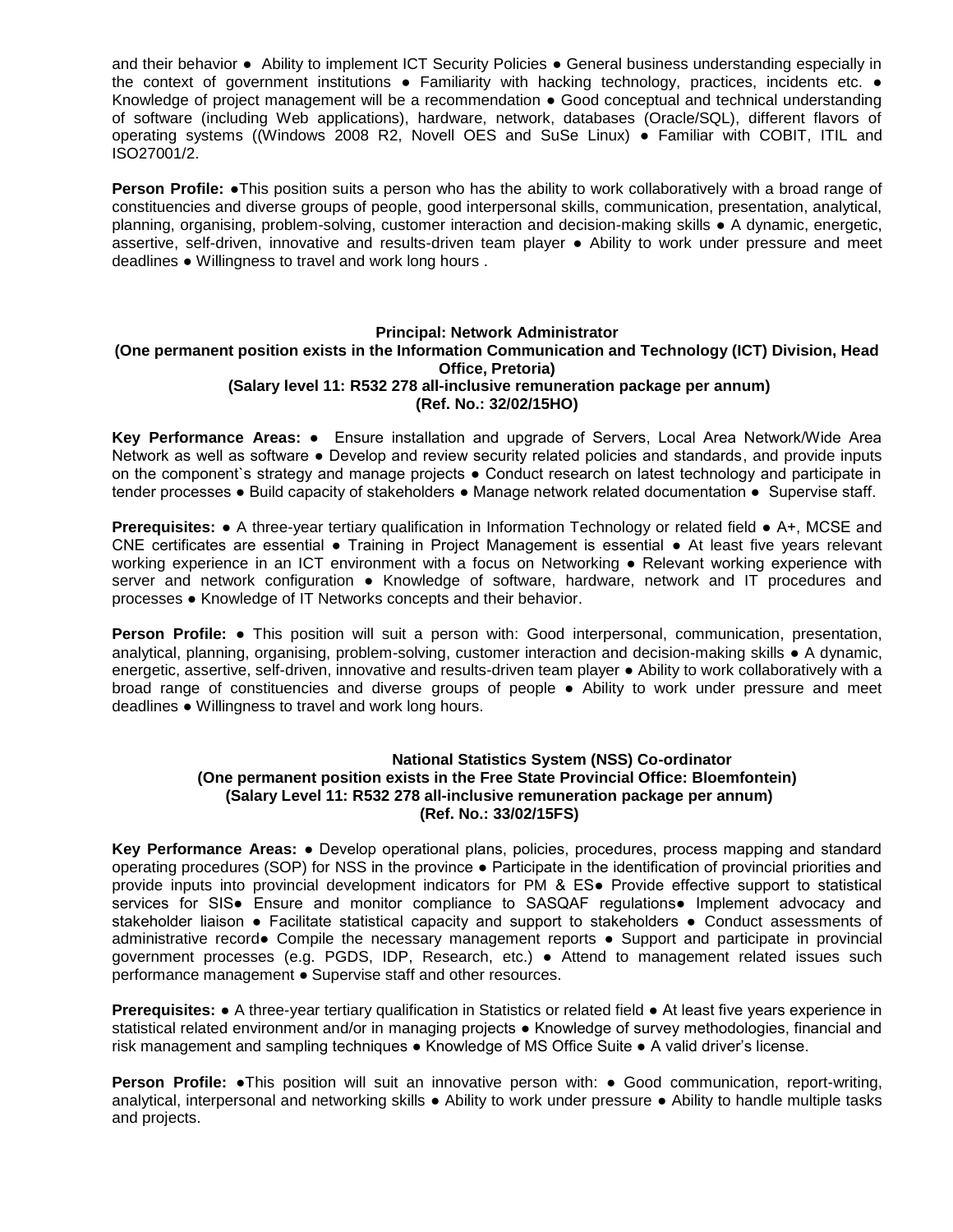and their behavior ● Ability to implement ICT Security Policies ● General business understanding especially in the context of government institutions ● Familiarity with hacking technology, practices, incidents etc. ● Knowledge of project management will be a recommendation ● Good conceptual and technical understanding of software (including Web applications), hardware, network, databases (Oracle/SQL), different flavors of operating systems ((Windows 2008 R2, Novell OES and SuSe Linux) ● Familiar with COBIT, ITIL and ISO27001/2.

**Person Profile:** ●This position suits a person who has the ability to work collaboratively with a broad range of constituencies and diverse groups of people, good interpersonal skills, communication, presentation, analytical, planning, organising, problem-solving, customer interaction and decision-making skills ● A dynamic, energetic, assertive, self-driven, innovative and results-driven team player ● Ability to work under pressure and meet deadlines ● Willingness to travel and work long hours .

**Principal: Network Administrator**
**(One permanent position exists in the Information Communication and Technology (ICT) Division, Head Office, Pretoria)**
**(Salary level 11: R532 278 all-inclusive remuneration package per annum)**
**(Ref. No.: 32/02/15HO)**

**Key Performance Areas:** ● Ensure installation and upgrade of Servers, Local Area Network/Wide Area Network as well as software ● Develop and review security related policies and standards, and provide inputs on the component`s strategy and manage projects ● Conduct research on latest technology and participate in tender processes ● Build capacity of stakeholders ● Manage network related documentation ● Supervise staff.

**Prerequisites:** ● A three-year tertiary qualification in Information Technology or related field ● A+, MCSE and CNE certificates are essential ● Training in Project Management is essential ● At least five years relevant working experience in an ICT environment with a focus on Networking ● Relevant working experience with server and network configuration ● Knowledge of software, hardware, network and IT procedures and processes ● Knowledge of IT Networks concepts and their behavior.

**Person Profile:** ● This position will suit a person with: Good interpersonal, communication, presentation, analytical, planning, organising, problem-solving, customer interaction and decision-making skills ● A dynamic, energetic, assertive, self-driven, innovative and results-driven team player ● Ability to work collaboratively with a broad range of constituencies and diverse groups of people ● Ability to work under pressure and meet deadlines ● Willingness to travel and work long hours.

**National Statistics System (NSS) Co-ordinator**
**(One permanent position exists in the Free State Provincial Office: Bloemfontein)**
**(Salary Level 11: R532 278 all-inclusive remuneration package per annum)**
**(Ref. No.: 33/02/15FS)**

**Key Performance Areas:** ● Develop operational plans, policies, procedures, process mapping and standard operating procedures (SOP) for NSS in the province ● Participate in the identification of provincial priorities and provide inputs into provincial development indicators for PM & ES● Provide effective support to statistical services for SIS● Ensure and monitor compliance to SASQAF regulations● Implement advocacy and stakeholder liaison ● Facilitate statistical capacity and support to stakeholders ● Conduct assessments of administrative record● Compile the necessary management reports ● Support and participate in provincial government processes (e.g. PGDS, IDP, Research, etc.) ● Attend to management related issues such performance management ● Supervise staff and other resources.

**Prerequisites:** ● A three-year tertiary qualification in Statistics or related field ● At least five years experience in statistical related environment and/or in managing projects ● Knowledge of survey methodologies, financial and risk management and sampling techniques ● Knowledge of MS Office Suite ● A valid driver's license.

**Person Profile:** ●This position will suit an innovative person with: ● Good communication, report-writing, analytical, interpersonal and networking skills ● Ability to work under pressure ● Ability to handle multiple tasks and projects.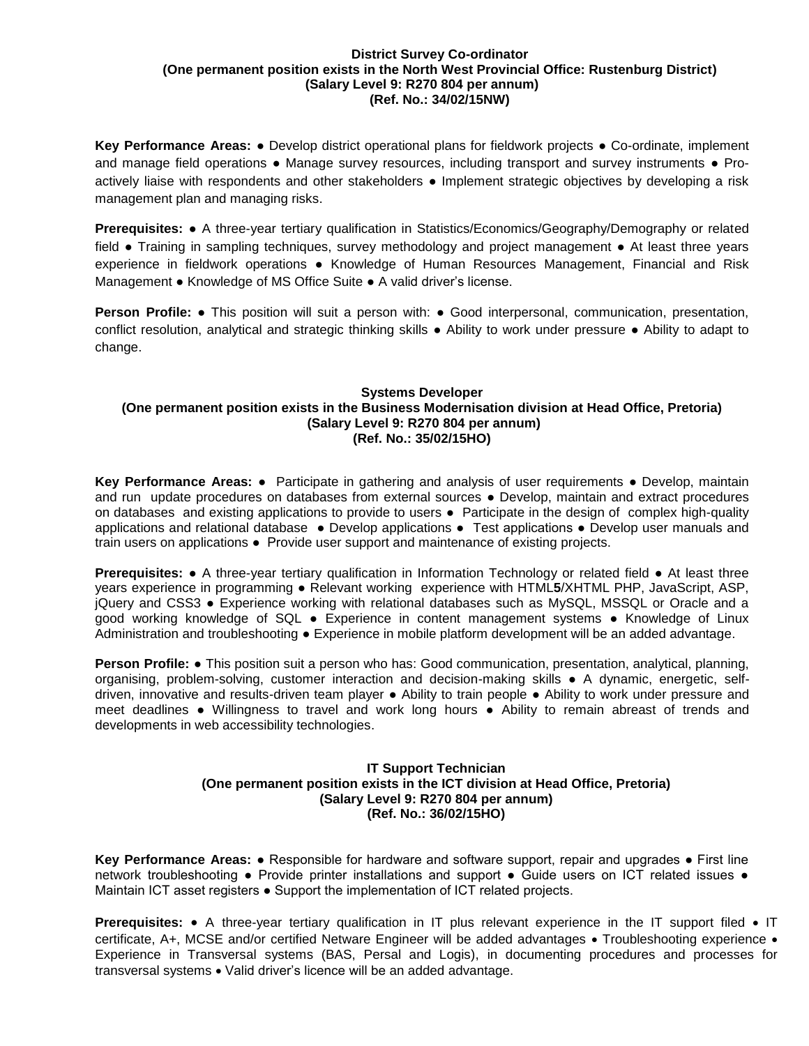**District Survey Co-ordinator**
**(One permanent position exists in the North West Provincial Office: Rustenburg District)**
**(Salary Level 9: R270 804 per annum)**
**(Ref. No.: 34/02/15NW)**

**Key Performance Areas:** ● Develop district operational plans for fieldwork projects ● Co-ordinate, implement and manage field operations ● Manage survey resources, including transport and survey instruments ● Pro-actively liaise with respondents and other stakeholders ● Implement strategic objectives by developing a risk management plan and managing risks.

**Prerequisites:** ● A three-year tertiary qualification in Statistics/Economics/Geography/Demography or related field ● Training in sampling techniques, survey methodology and project management ● At least three years experience in fieldwork operations ● Knowledge of Human Resources Management, Financial and Risk Management ● Knowledge of MS Office Suite ● A valid driver's license.

**Person Profile:** ● This position will suit a person with: ● Good interpersonal, communication, presentation, conflict resolution, analytical and strategic thinking skills ● Ability to work under pressure ● Ability to adapt to change.

**Systems Developer**
**(One permanent position exists in the Business Modernisation division at Head Office, Pretoria)**
**(Salary Level 9: R270 804 per annum)**
**(Ref. No.: 35/02/15HO)**

**Key Performance Areas:** ● Participate in gathering and analysis of user requirements ● Develop, maintain and run update procedures on databases from external sources ● Develop, maintain and extract procedures on databases and existing applications to provide to users ● Participate in the design of complex high-quality applications and relational database ● Develop applications ● Test applications ● Develop user manuals and train users on applications ● Provide user support and maintenance of existing projects.

**Prerequisites:** ● A three-year tertiary qualification in Information Technology or related field ● At least three years experience in programming ● Relevant working experience with HTML**5**/XHTML PHP, JavaScript, ASP, jQuery and CSS3 ● Experience working with relational databases such as MySQL, MSSQL or Oracle and a good working knowledge of SQL ● Experience in content management systems ● Knowledge of Linux Administration and troubleshooting ● Experience in mobile platform development will be an added advantage.

**Person Profile:** ● This position suit a person who has: Good communication, presentation, analytical, planning, organising, problem-solving, customer interaction and decision-making skills ● A dynamic, energetic, self-driven, innovative and results-driven team player ● Ability to train people ● Ability to work under pressure and meet deadlines ● Willingness to travel and work long hours ● Ability to remain abreast of trends and developments in web accessibility technologies.

**IT Support Technician**
**(One permanent position exists in the ICT division at Head Office, Pretoria)**
**(Salary Level 9: R270 804 per annum)**
**(Ref. No.: 36/02/15HO)**

**Key Performance Areas:** ● Responsible for hardware and software support, repair and upgrades ● First line network troubleshooting ● Provide printer installations and support ● Guide users on ICT related issues ● Maintain ICT asset registers ● Support the implementation of ICT related projects.

**Prerequisites:** • A three-year tertiary qualification in IT plus relevant experience in the IT support filed • IT certificate, A+, MCSE and/or certified Netware Engineer will be added advantages • Troubleshooting experience • Experience in Transversal systems (BAS, Persal and Logis), in documenting procedures and processes for transversal systems • Valid driver's licence will be an added advantage.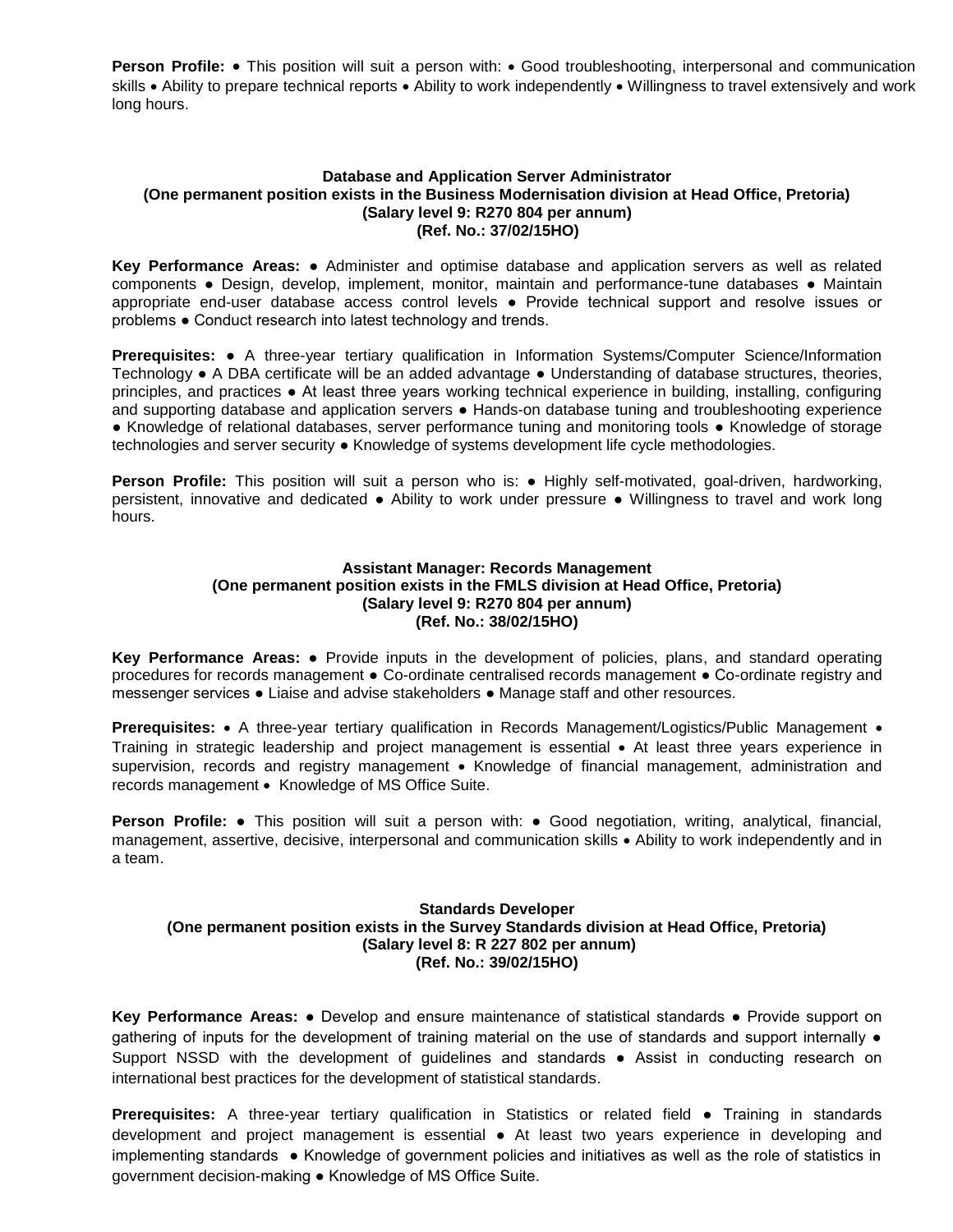**Person Profile:** • This position will suit a person with: • Good troubleshooting, interpersonal and communication skills • Ability to prepare technical reports • Ability to work independently • Willingness to travel extensively and work long hours.

**Database and Application Server Administrator**
**(One permanent position exists in the Business Modernisation division at Head Office, Pretoria)**
**(Salary level 9: R270 804 per annum)**
**(Ref. No.: 37/02/15HO)**

**Key Performance Areas:** ● Administer and optimise database and application servers as well as related components ● Design, develop, implement, monitor, maintain and performance-tune databases ● Maintain appropriate end-user database access control levels ● Provide technical support and resolve issues or problems ● Conduct research into latest technology and trends.

**Prerequisites:** ● A three-year tertiary qualification in Information Systems/Computer Science/Information Technology ● A DBA certificate will be an added advantage ● Understanding of database structures, theories, principles, and practices ● At least three years working technical experience in building, installing, configuring and supporting database and application servers ● Hands-on database tuning and troubleshooting experience ● Knowledge of relational databases, server performance tuning and monitoring tools ● Knowledge of storage technologies and server security ● Knowledge of systems development life cycle methodologies.

**Person Profile:** This position will suit a person who is: ● Highly self-motivated, goal-driven, hardworking, persistent, innovative and dedicated ● Ability to work under pressure ● Willingness to travel and work long hours.

**Assistant Manager: Records Management**
**(One permanent position exists in the FMLS division at Head Office, Pretoria)**
**(Salary level 9: R270 804 per annum)**
**(Ref. No.: 38/02/15HO)**

**Key Performance Areas:** ● Provide inputs in the development of policies, plans, and standard operating procedures for records management ● Co-ordinate centralised records management ● Co-ordinate registry and messenger services ● Liaise and advise stakeholders ● Manage staff and other resources.

**Prerequisites:** • A three-year tertiary qualification in Records Management/Logistics/Public Management • Training in strategic leadership and project management is essential • At least three years experience in supervision, records and registry management • Knowledge of financial management, administration and records management • Knowledge of MS Office Suite.

**Person Profile:** ● This position will suit a person with: ● Good negotiation, writing, analytical, financial, management, assertive, decisive, interpersonal and communication skills • Ability to work independently and in a team.

**Standards Developer**
**(One permanent position exists in the Survey Standards division at Head Office, Pretoria)**
**(Salary level 8: R 227 802 per annum)**
**(Ref. No.: 39/02/15HO)**

**Key Performance Areas:** ● Develop and ensure maintenance of statistical standards ● Provide support on gathering of inputs for the development of training material on the use of standards and support internally ● Support NSSD with the development of guidelines and standards ● Assist in conducting research on international best practices for the development of statistical standards.

**Prerequisites:** A three-year tertiary qualification in Statistics or related field ● Training in standards development and project management is essential ● At least two years experience in developing and implementing standards ● Knowledge of government policies and initiatives as well as the role of statistics in government decision-making ● Knowledge of MS Office Suite.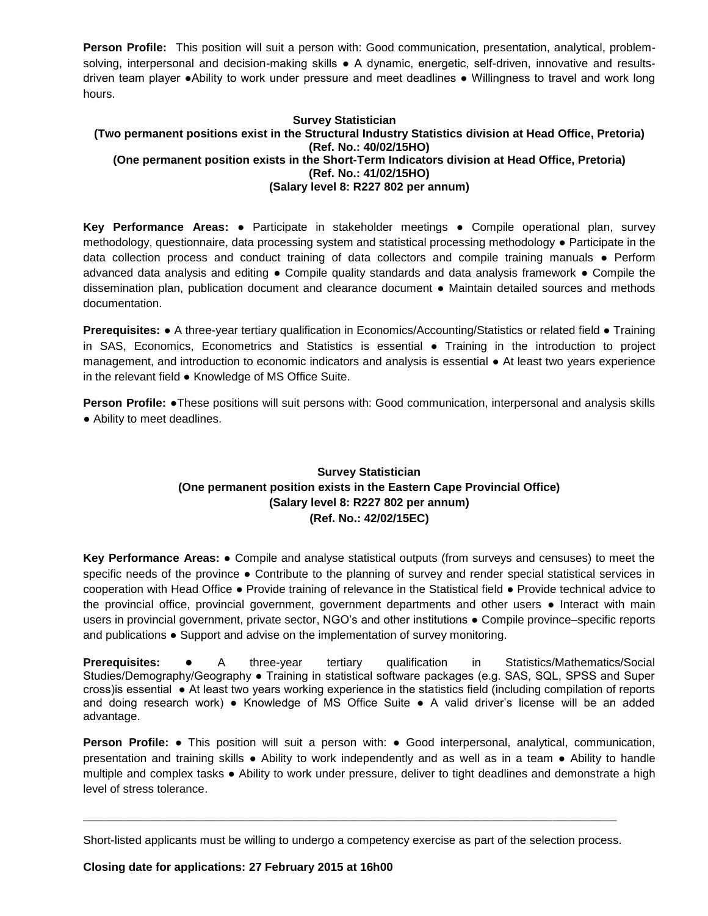**Person Profile:** This position will suit a person with: Good communication, presentation, analytical, problem-solving, interpersonal and decision-making skills ● A dynamic, energetic, self-driven, innovative and results-driven team player ●Ability to work under pressure and meet deadlines ● Willingness to travel and work long hours.

**Survey Statistician**
**(Two permanent positions exist in the Structural Industry Statistics division at Head Office, Pretoria)**
**(Ref. No.: 40/02/15HO)**
**(One permanent position exists in the Short-Term Indicators division at Head Office, Pretoria)**
**(Ref. No.: 41/02/15HO)**
**(Salary level 8: R227 802 per annum)**

**Key Performance Areas:** ● Participate in stakeholder meetings ● Compile operational plan, survey methodology, questionnaire, data processing system and statistical processing methodology ● Participate in the data collection process and conduct training of data collectors and compile training manuals ● Perform advanced data analysis and editing ● Compile quality standards and data analysis framework ● Compile the dissemination plan, publication document and clearance document ● Maintain detailed sources and methods documentation.

**Prerequisites:** ● A three-year tertiary qualification in Economics/Accounting/Statistics or related field ● Training in SAS, Economics, Econometrics and Statistics is essential ● Training in the introduction to project management, and introduction to economic indicators and analysis is essential ● At least two years experience in the relevant field ● Knowledge of MS Office Suite.

**Person Profile:** ●These positions will suit persons with: Good communication, interpersonal and analysis skills ● Ability to meet deadlines.

**Survey Statistician**
**(One permanent position exists in the Eastern Cape Provincial Office)**
**(Salary level 8: R227 802 per annum)**
**(Ref. No.: 42/02/15EC)**

**Key Performance Areas:** ● Compile and analyse statistical outputs (from surveys and censuses) to meet the specific needs of the province ● Contribute to the planning of survey and render special statistical services in cooperation with Head Office ● Provide training of relevance in the Statistical field ● Provide technical advice to the provincial office, provincial government, government departments and other users ● Interact with main users in provincial government, private sector, NGO's and other institutions ● Compile province–specific reports and publications ● Support and advise on the implementation of survey monitoring.

**Prerequisites:** ● A three-year tertiary qualification in Statistics/Mathematics/Social Studies/Demography/Geography ● Training in statistical software packages (e.g. SAS, SQL, SPSS and Super cross)is essential ● At least two years working experience in the statistics field (including compilation of reports and doing research work) ● Knowledge of MS Office Suite ● A valid driver's license will be an added advantage.

**Person Profile:** ● This position will suit a person with: ● Good interpersonal, analytical, communication, presentation and training skills ● Ability to work independently and as well as in a team ● Ability to handle multiple and complex tasks ● Ability to work under pressure, deliver to tight deadlines and demonstrate a high level of stress tolerance.

---

Short-listed applicants must be willing to undergo a competency exercise as part of the selection process.

**Closing date for applications: 27 February 2015 at 16h00**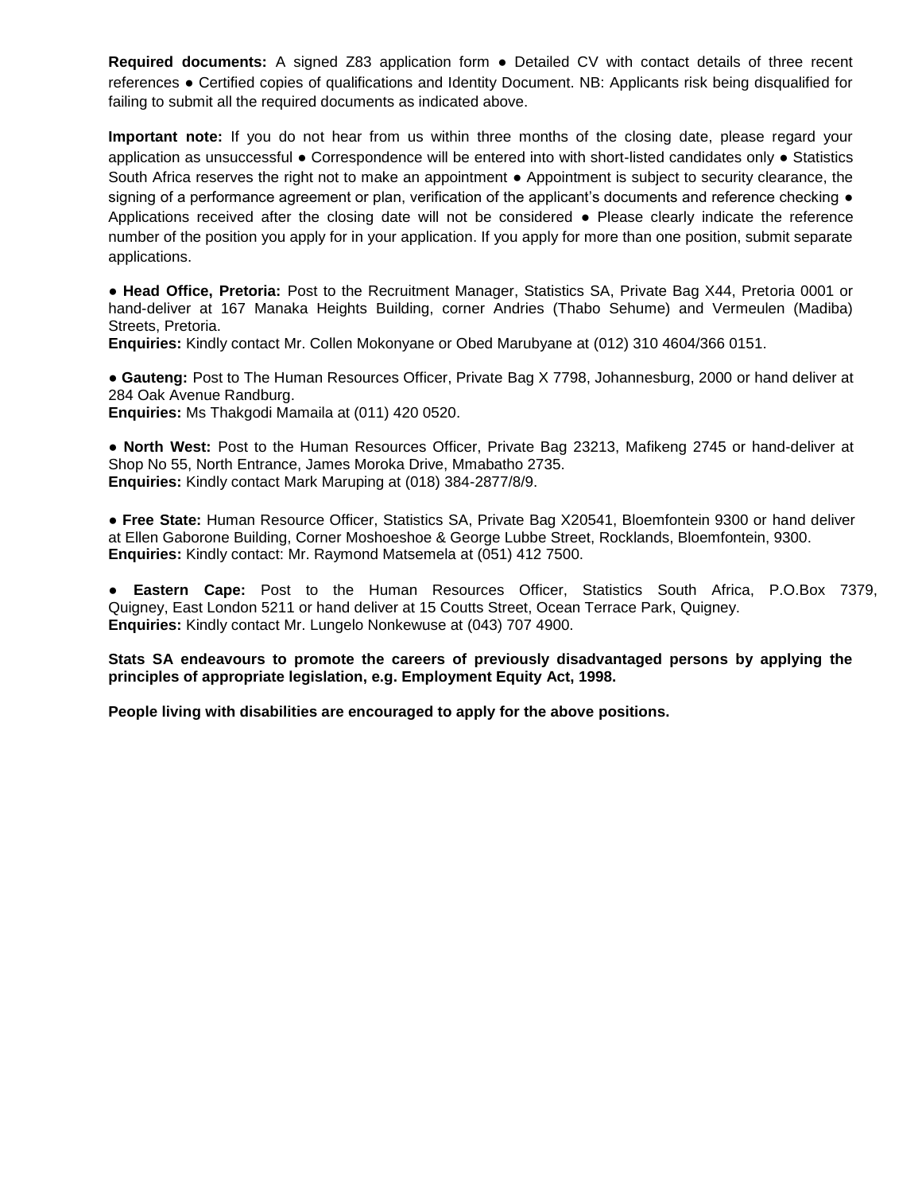**Required documents:** A signed Z83 application form ● Detailed CV with contact details of three recent references ● Certified copies of qualifications and Identity Document. NB: Applicants risk being disqualified for failing to submit all the required documents as indicated above.

**Important note:** If you do not hear from us within three months of the closing date, please regard your application as unsuccessful ● Correspondence will be entered into with short-listed candidates only ● Statistics South Africa reserves the right not to make an appointment ● Appointment is subject to security clearance, the signing of a performance agreement or plan, verification of the applicant's documents and reference checking ● Applications received after the closing date will not be considered ● Please clearly indicate the reference number of the position you apply for in your application. If you apply for more than one position, submit separate applications.

● **Head Office, Pretoria:** Post to the Recruitment Manager, Statistics SA, Private Bag X44, Pretoria 0001 or hand-deliver at 167 Manaka Heights Building, corner Andries (Thabo Sehume) and Vermeulen (Madiba) Streets, Pretoria.
**Enquiries:** Kindly contact Mr. Collen Mokonyane or Obed Marubyane at (012) 310 4604/366 0151.

● **Gauteng:** Post to The Human Resources Officer, Private Bag X 7798, Johannesburg, 2000 or hand deliver at 284 Oak Avenue Randburg.
**Enquiries:** Ms Thakgodi Mamaila at (011) 420 0520.

● **North West:** Post to the Human Resources Officer, Private Bag 23213, Mafikeng 2745 or hand-deliver at Shop No 55, North Entrance, James Moroka Drive, Mmabatho 2735.
**Enquiries:** Kindly contact Mark Maruping at (018) 384-2877/8/9.

● **Free State:** Human Resource Officer, Statistics SA, Private Bag X20541, Bloemfontein 9300 or hand deliver at Ellen Gaborone Building, Corner Moshoeshoe & George Lubbe Street, Rocklands, Bloemfontein, 9300.
**Enquiries:** Kindly contact: Mr. Raymond Matsemela at (051) 412 7500.

● **Eastern Cape:** Post to the Human Resources Officer, Statistics South Africa, P.O.Box 7379, Quigney, East London 5211 or hand deliver at 15 Coutts Street, Ocean Terrace Park, Quigney.
**Enquiries:** Kindly contact Mr. Lungelo Nonkewuse at (043) 707 4900.

**Stats SA endeavours to promote the careers of previously disadvantaged persons by applying the principles of appropriate legislation, e.g. Employment Equity Act, 1998.**

**People living with disabilities are encouraged to apply for the above positions.**